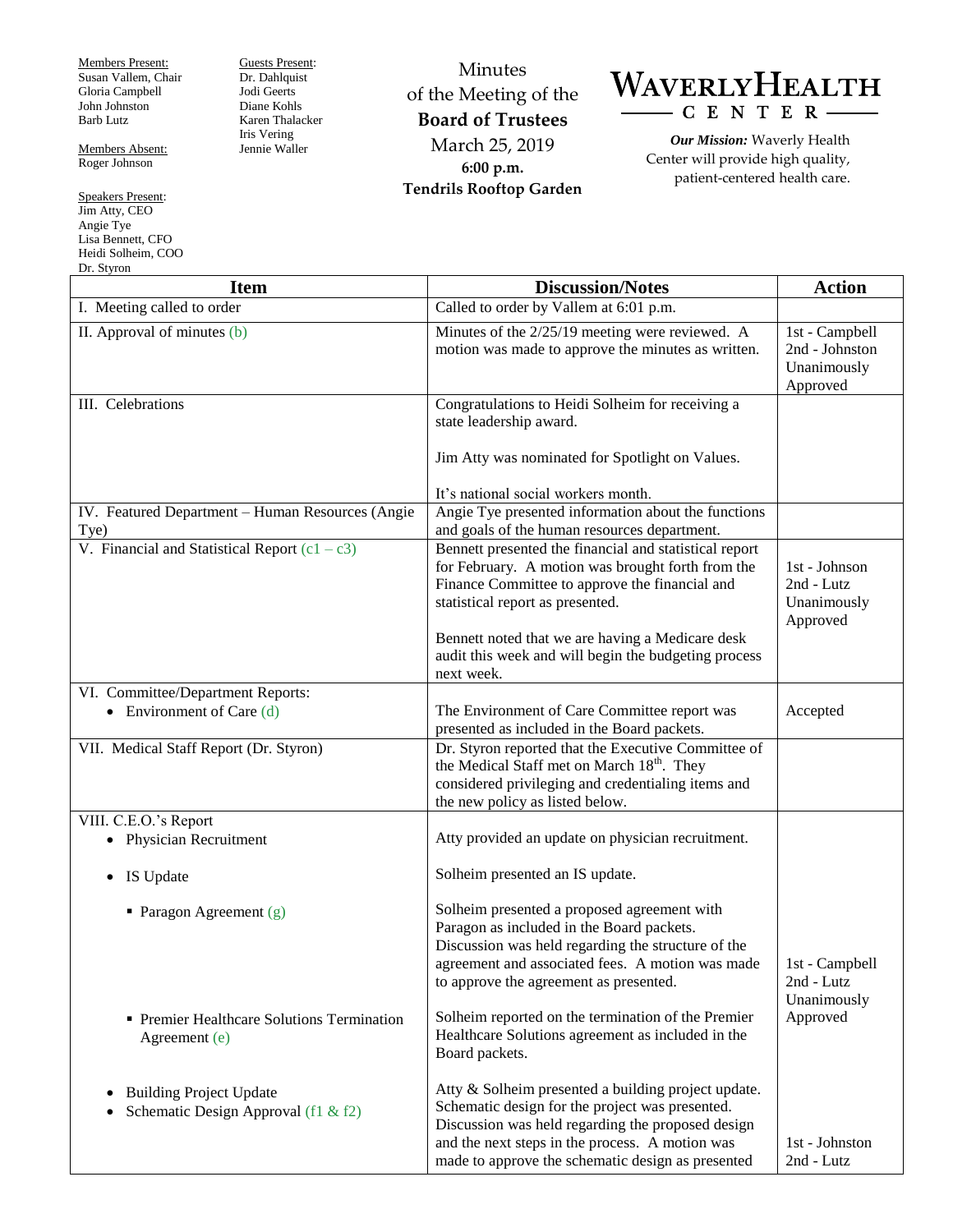Members Present:
Susan Vallem, Chair
Gloria Campbell
John Johnston
Barb Lutz

Members Absent:
Roger Johnson

Speakers Present:
Jim Atty, CEO
Angie Tye
Lisa Bennett, CFO
Heidi Solheim, COO
Dr. Styron

Guests Present:
Dr. Dahlquist
Jodi Geerts
Diane Kohls
Karen Thalacker
Iris Vering
Jennie Waller

Minutes
of the Meeting of the
**Board of Trustees**
March 25, 2019
**6:00 p.m.**
**Tendrils Rooftop Garden**

# WAVERLY HEALTH CENTER

***Our Mission:*** Waverly Health Center will provide high quality, patient-centered health care.

| Item | Discussion/Notes | Action |
|---|---|---|
| I. Meeting called to order | Called to order by Vallem at 6:01 p.m. | |
| II. Approval of minutes (b) | Minutes of the 2/25/19 meeting were reviewed. A motion was made to approve the minutes as written. | 1st - Campbell<br>2nd - Johnston<br>Unanimously Approved |
| III. Celebrations | Congratulations to Heidi Solheim for receiving a state leadership award.<br><br>Jim Atty was nominated for Spotlight on Values.<br><br>It's national social workers month. | |
| IV. Featured Department – Human Resources (Angie Tye) | Angie Tye presented information about the functions and goals of the human resources department. | |
| V. Financial and Statistical Report (c1 – c3) | Bennett presented the financial and statistical report for February. A motion was brought forth from the Finance Committee to approve the financial and statistical report as presented.<br><br>Bennett noted that we are having a Medicare desk audit this week and will begin the budgeting process next week. | 1st - Johnson<br>2nd - Lutz<br>Unanimously Approved |
| VI. Committee/Department Reports:<br>• Environment of Care (d) | The Environment of Care Committee report was presented as included in the Board packets. | Accepted |
| VII. Medical Staff Report (Dr. Styron) | Dr. Styron reported that the Executive Committee of the Medical Staff met on March 18th. They considered privileging and credentialing items and the new policy as listed below. | |
| VIII. C.E.O.'s Report<br>• Physician Recruitment<br><br>• IS Update<br><br>▪ Paragon Agreement (g)<br><br><br><br><br>▪ Premier Healthcare Solutions Termination Agreement (e)<br><br><br>• Building Project Update<br>• Schematic Design Approval (f1 & f2) | Atty provided an update on physician recruitment.<br><br>Solheim presented an IS update.<br><br>Solheim presented a proposed agreement with Paragon as included in the Board packets. Discussion was held regarding the structure of the agreement and associated fees. A motion was made to approve the agreement as presented.<br><br>Solheim reported on the termination of the Premier Healthcare Solutions agreement as included in the Board packets.<br><br>Atty & Solheim presented a building project update. Schematic design for the project was presented. Discussion was held regarding the proposed design and the next steps in the process. A motion was made to approve the schematic design as presented | 1st - Campbell<br>2nd - Lutz<br>Unanimously Approved<br><br><br><br><br>1st - Johnston<br>2nd - Lutz |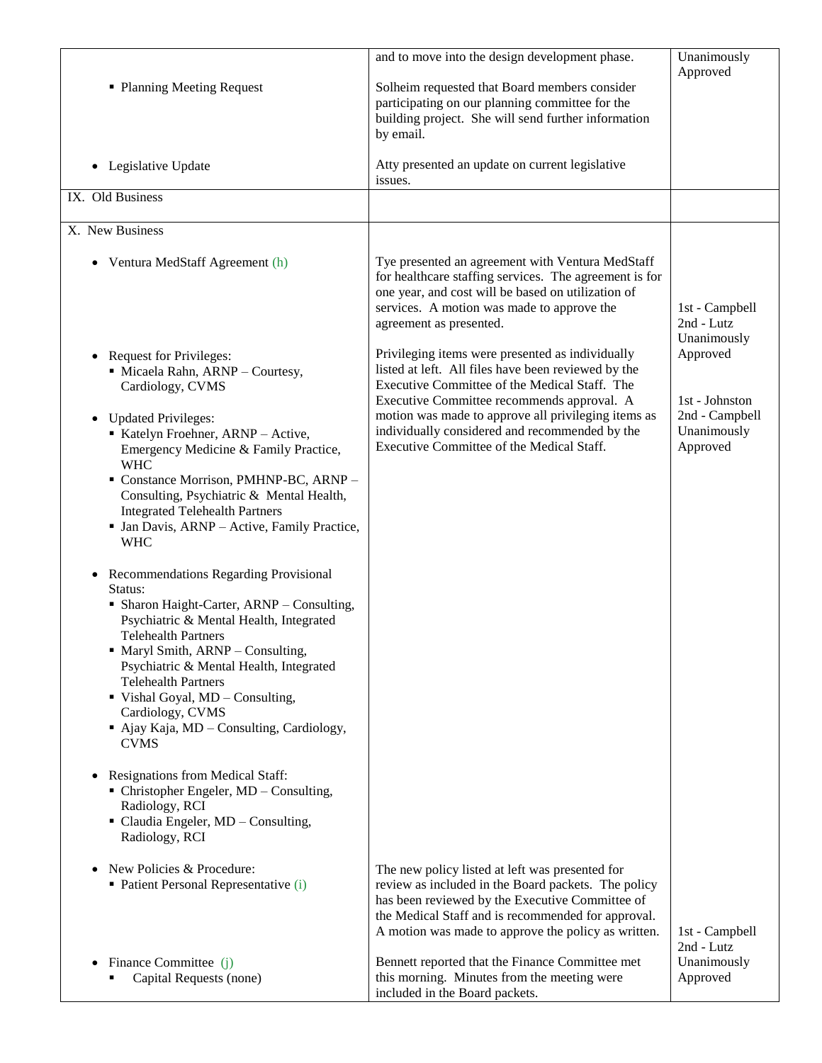|  |  |  |
|---|---|---|
| ▪ Planning Meeting Request<br><br>• Legislative Update | and to move into the design development phase.<br><br>Solheim requested that Board members consider participating on our planning committee for the building project. She will send further information by email.<br><br>Atty presented an update on current legislative issues. | Unanimously Approved |
| IX. Old Business |  |  |
| X. New Business<br><br>• Ventura MedStaff Agreement (h)<br><br>• Request for Privileges:<br>▪ Micaela Rahn, ARNP – Courtesy, Cardiology, CVMS<br><br>• Updated Privileges:<br>▪ Katelyn Froehner, ARNP – Active, Emergency Medicine & Family Practice, WHC<br>▪ Constance Morrison, PMHNP-BC, ARNP – Consulting, Psychiatric & Mental Health, Integrated Telehealth Partners<br>▪ Jan Davis, ARNP – Active, Family Practice, WHC<br><br>• Recommendations Regarding Provisional Status:<br>▪ Sharon Haight-Carter, ARNP – Consulting, Psychiatric & Mental Health, Integrated Telehealth Partners<br>▪ Maryl Smith, ARNP – Consulting, Psychiatric & Mental Health, Integrated Telehealth Partners<br>▪ Vishal Goyal, MD – Consulting, Cardiology, CVMS<br>▪ Ajay Kaja, MD – Consulting, Cardiology, CVMS<br><br>• Resignations from Medical Staff:<br>▪ Christopher Engeler, MD – Consulting, Radiology, RCI<br>▪ Claudia Engeler, MD – Consulting, Radiology, RCI<br><br>• New Policies & Procedure:<br>▪ Patient Personal Representative (i)<br><br>• Finance Committee (j)<br>▪ Capital Requests (none) | Tye presented an agreement with Ventura MedStaff for healthcare staffing services. The agreement is for one year, and cost will be based on utilization of services. A motion was made to approve the agreement as presented.<br><br>Privileging items were presented as individually listed at left. All files have been reviewed by the Executive Committee of the Medical Staff. The Executive Committee recommends approval. A motion was made to approve all privileging items as individually considered and recommended by the Executive Committee of the Medical Staff.<br><br>The new policy listed at left was presented for review as included in the Board packets. The policy has been reviewed by the Executive Committee of the Medical Staff and is recommended for approval. A motion was made to approve the policy as written.<br><br>Bennett reported that the Finance Committee met this morning. Minutes from the meeting were included in the Board packets. | 1st - Campbell<br>2nd - Lutz<br>Unanimously Approved<br><br>1st - Johnston<br>2nd - Campbell<br>Unanimously Approved<br><br>1st - Campbell<br>2nd - Lutz<br>Unanimously Approved |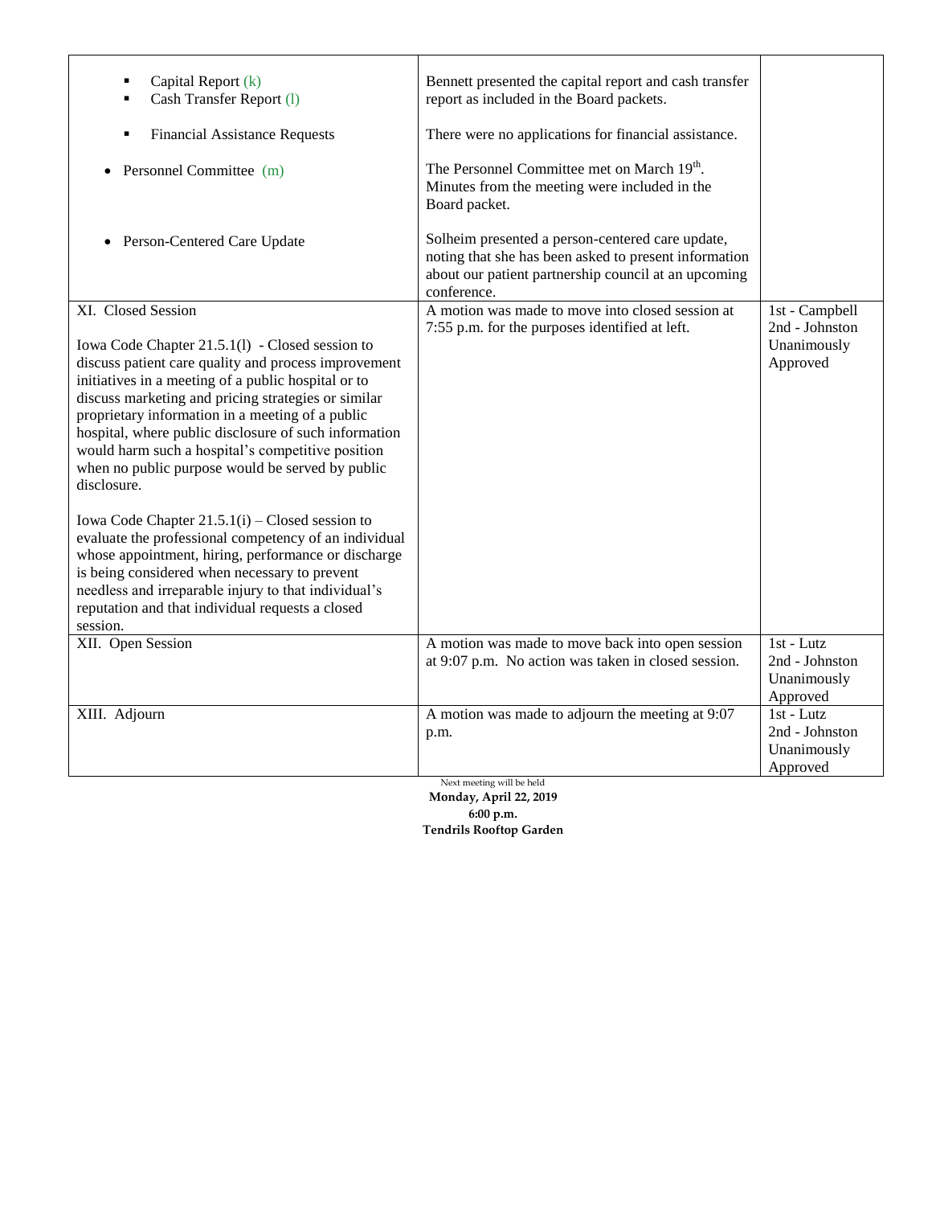| | | |
|---|---|---|
| ▪ Capital Report (k)<br>▪ Cash Transfer Report (l)<br><br>▪ Financial Assistance Requests<br><br>• Personnel Committee (m)<br><br>• Person-Centered Care Update | Bennett presented the capital report and cash transfer report as included in the Board packets.<br><br>There were no applications for financial assistance.<br><br>The Personnel Committee met on March 19th. Minutes from the meeting were included in the Board packet.<br><br>Solheim presented a person-centered care update, noting that she has been asked to present information about our patient partnership council at an upcoming conference. | |
| XI. Closed Session<br><br>Iowa Code Chapter 21.5.1(l) - Closed session to discuss patient care quality and process improvement initiatives in a meeting of a public hospital or to discuss marketing and pricing strategies or similar proprietary information in a meeting of a public hospital, where public disclosure of such information would harm such a hospital's competitive position when no public purpose would be served by public disclosure.<br><br>Iowa Code Chapter 21.5.1(i) – Closed session to evaluate the professional competency of an individual whose appointment, hiring, performance or discharge is being considered when necessary to prevent needless and irreparable injury to that individual's reputation and that individual requests a closed session. | A motion was made to move into closed session at 7:55 p.m. for the purposes identified at left. | 1st - Campbell<br>2nd - Johnston<br>Unanimously Approved |
| XII. Open Session | A motion was made to move back into open session at 9:07 p.m. No action was taken in closed session. | 1st - Lutz<br>2nd - Johnston<br>Unanimously Approved |
| XIII. Adjourn | A motion was made to adjourn the meeting at 9:07 p.m. | 1st - Lutz<br>2nd - Johnston<br>Unanimously Approved |

Next meeting will be held

**Monday, April 22, 2019**

**6:00 p.m.**

**Tendrils Rooftop Garden**